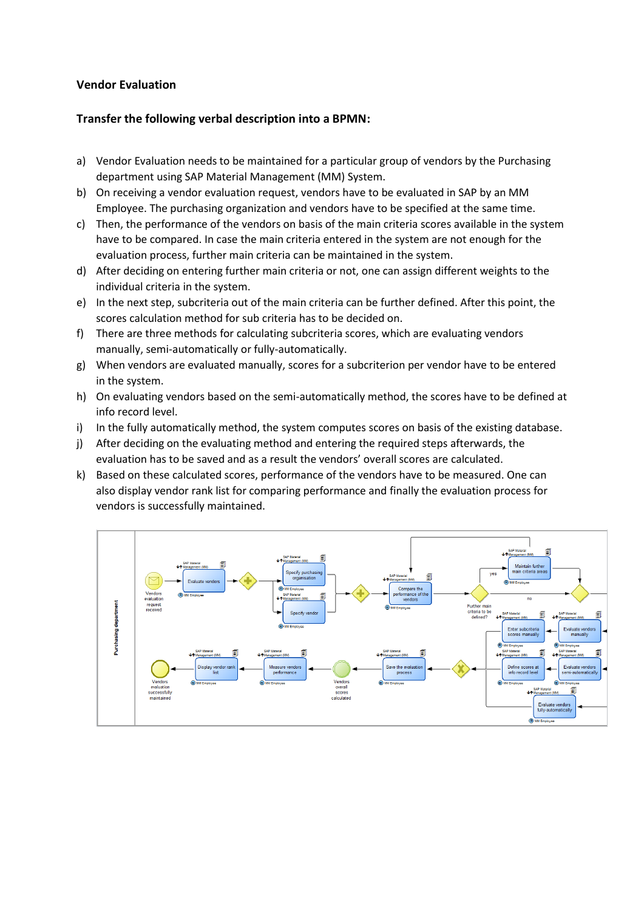**Vendor Evaluation**

**Transfer the following verbal description into a BPMN:**

a) Vendor Evaluation needs to be maintained for a particular group of vendors by the Purchasing department using SAP Material Management (MM) System.

b) On receiving a vendor evaluation request, vendors have to be evaluated in SAP by an MM Employee. The purchasing organization and vendors have to be specified at the same time.

c) Then, the performance of the vendors on basis of the main criteria scores available in the system have to be compared. In case the main criteria entered in the system are not enough for the evaluation process, further main criteria can be maintained in the system.

d) After deciding on entering further main criteria or not, one can assign different weights to the individual criteria in the system.

e) In the next step, subcriteria out of the main criteria can be further defined. After this point, the scores calculation method for sub criteria has to be decided on.

f) There are three methods for calculating subcriteria scores, which are evaluating vendors manually, semi-automatically or fully-automatically.

g) When vendors are evaluated manually, scores for a subcriterion per vendor have to be entered in the system.

h) On evaluating vendors based on the semi-automatically method, the scores have to be defined at info record level.

i) In the fully automatically method, the system computes scores on basis of the existing database.

j) After deciding on the evaluating method and entering the required steps afterwards, the evaluation has to be saved and as a result the vendors' overall scores are calculated.

k) Based on these calculated scores, performance of the vendors have to be measured. One can also display vendor rank list for comparing performance and finally the evaluation process for vendors is successfully maintained.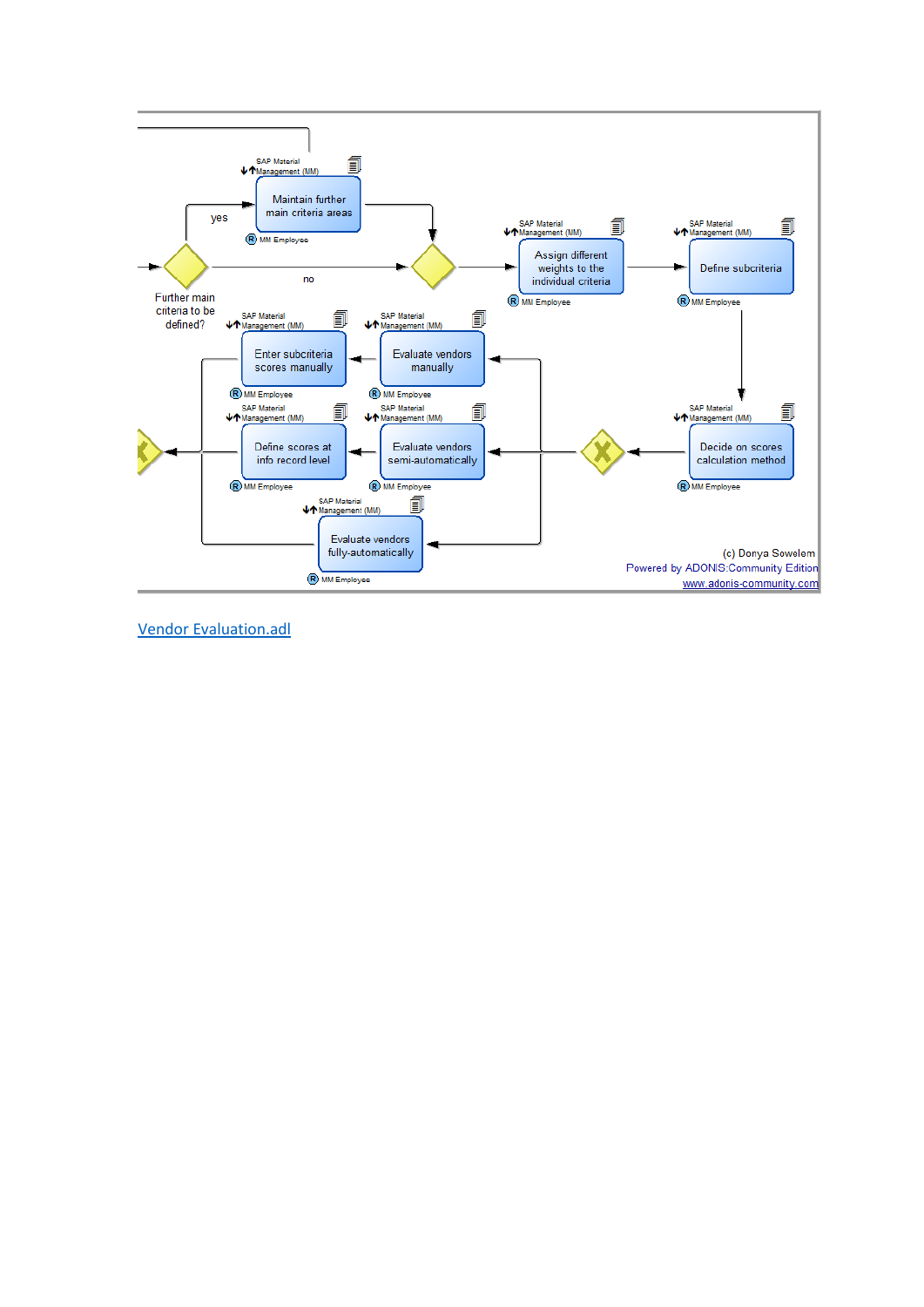SAP Material Management (MM)

Maintain further main criteria areas

MM Employee

yes

no

Further main criteria to be defined?

SAP Material Management (MM)

Assign different weights to the individual criteria

MM Employee

SAP Material Management (MM)

Define subcriteria

MM Employee

SAP Material Management (MM)

Enter subcriteria scores manually

MM Employee

SAP Material Management (MM)

Evaluate vendors manually

MM Employee

SAP Material Management (MM)

Define scores at info record level

MM Employee

SAP Material Management (MM)

Evaluate vendors semi-automatically

MM Employee

SAP Material Management (MM)

Decide on scores calculation method

MM Employee

SAP Material Management (MM)

Evaluate vendors fully-automatically

MM Employee

(c) Donya Sowelem

Powered by ADONIS:Community Edition

www.adonis-community.com

Vendor Evaluation.adl